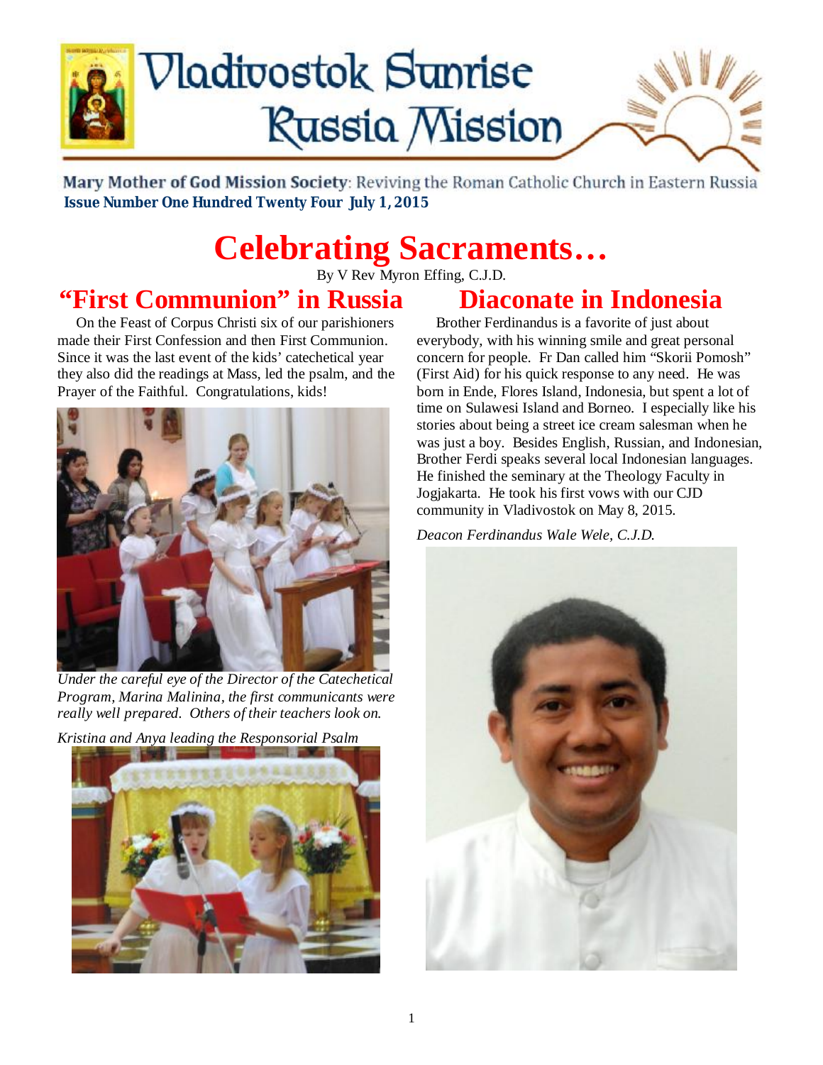# Vladivostok Sunrise Russia Mission

**Mary Mother of God Mission Society**: Reviving the Roman Catholic Church in Eastern Russia

**Issue Number One Hundred Twenty Four July 1, 2015**

# Celebrating Sacraments…

By V Rev Myron Effing, C.J.D.

## "First Communion" in Russia

On the Feast of Corpus Christi six of our parishioners made their First Confession and then First Communion. Since it was the last event of the kids' catechetical year they also did the readings at Mass, led the psalm, and the Prayer of the Faithful. Congratulations, kids!

*Under the careful eye of the Director of the Catechetical Program, Marina Malinina, the first communicants were really well prepared. Others of their teachers look on.*

*Kristina and Anya leading the Responsorial Psalm*

## Diaconate in Indonesia

Brother Ferdinandus is a favorite of just about everybody, with his winning smile and great personal concern for people. Fr Dan called him "Skorii Pomosh" (First Aid) for his quick response to any need. He was born in Ende, Flores Island, Indonesia, but spent a lot of time on Sulawesi Island and Borneo. I especially like his stories about being a street ice cream salesman when he was just a boy. Besides English, Russian, and Indonesian, Brother Ferdi speaks several local Indonesian languages. He finished the seminary at the Theology Faculty in Jogjakarta. He took his first vows with our CJD community in Vladivostok on May 8, 2015.

*Deacon Ferdinandus Wale Wele, C.J.D.*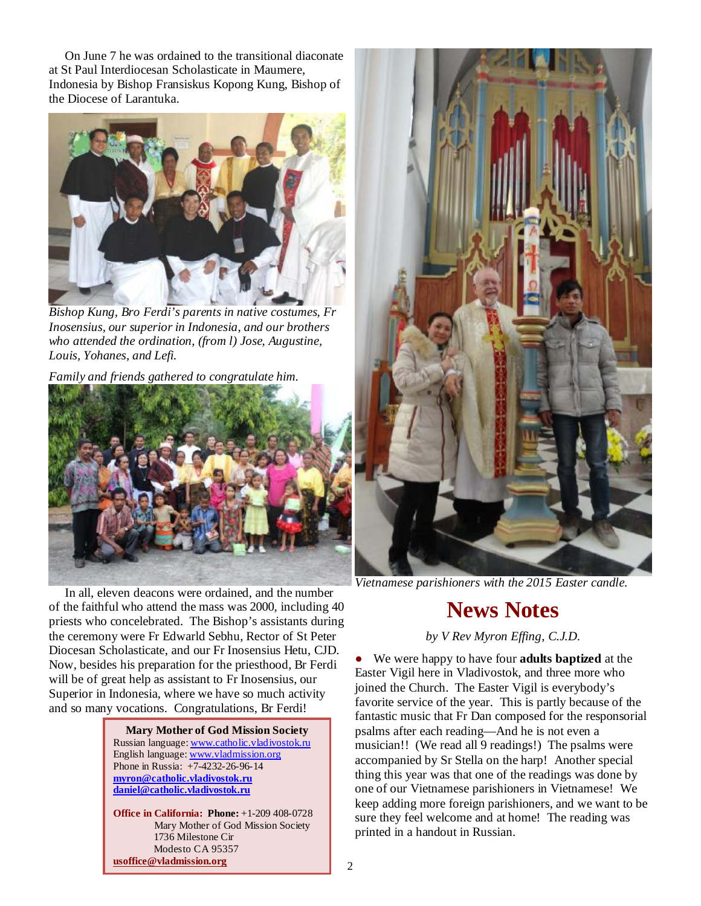On June 7 he was ordained to the transitional diaconate at St Paul Interdiocesan Scholasticate in Maumere, Indonesia by Bishop Fransiskus Kopong Kung, Bishop of the Diocese of Larantuka.

*Bishop Kung, Bro Ferdi's parents in native costumes, Fr Inosensius, our superior in Indonesia, and our brothers who attended the ordination, (from l) Jose, Augustine, Louis, Yohanes, and Lefi.*

*Family and friends gathered to congratulate him.*

In all, eleven deacons were ordained, and the number of the faithful who attend the mass was 2000, including 40 priests who concelebrated. The Bishop's assistants during the ceremony were Fr Edwarld Sebhu, Rector of St Peter Diocesan Scholasticate, and our Fr Inosensius Hetu, CJD. Now, besides his preparation for the priesthood, Br Ferdi will be of great help as assistant to Fr Inosensius, our Superior in Indonesia, where we have so much activity and so many vocations. Congratulations, Br Ferdi!

**Mary Mother of God Mission Society**
Russian language: www.catholic.vladivostok.ru
English language: www.vladmission.org
Phone in Russia: +7-4232-26-96-14
**myron@catholic.vladivostok.ru**
**daniel@catholic.vladivostok.ru**

**Office in California: Phone:** +1-209 408-0728
Mary Mother of God Mission Society
1736 Milestone Cir
Modesto CA 95357
**usoffice@vladmission.org**

*Vietnamese parishioners with the 2015 Easter candle.*

# News Notes

*by V Rev Myron Effing, C.J.D.*

- We were happy to have four **adults baptized** at the Easter Vigil here in Vladivostok, and three more who joined the Church. The Easter Vigil is everybody's favorite service of the year. This is partly because of the fantastic music that Fr Dan composed for the responsorial psalms after each reading—And he is not even a musician!! (We read all 9 readings!) The psalms were accompanied by Sr Stella on the harp! Another special thing this year was that one of the readings was done by one of our Vietnamese parishioners in Vietnamese! We keep adding more foreign parishioners, and we want to be sure they feel welcome and at home! The reading was printed in a handout in Russian.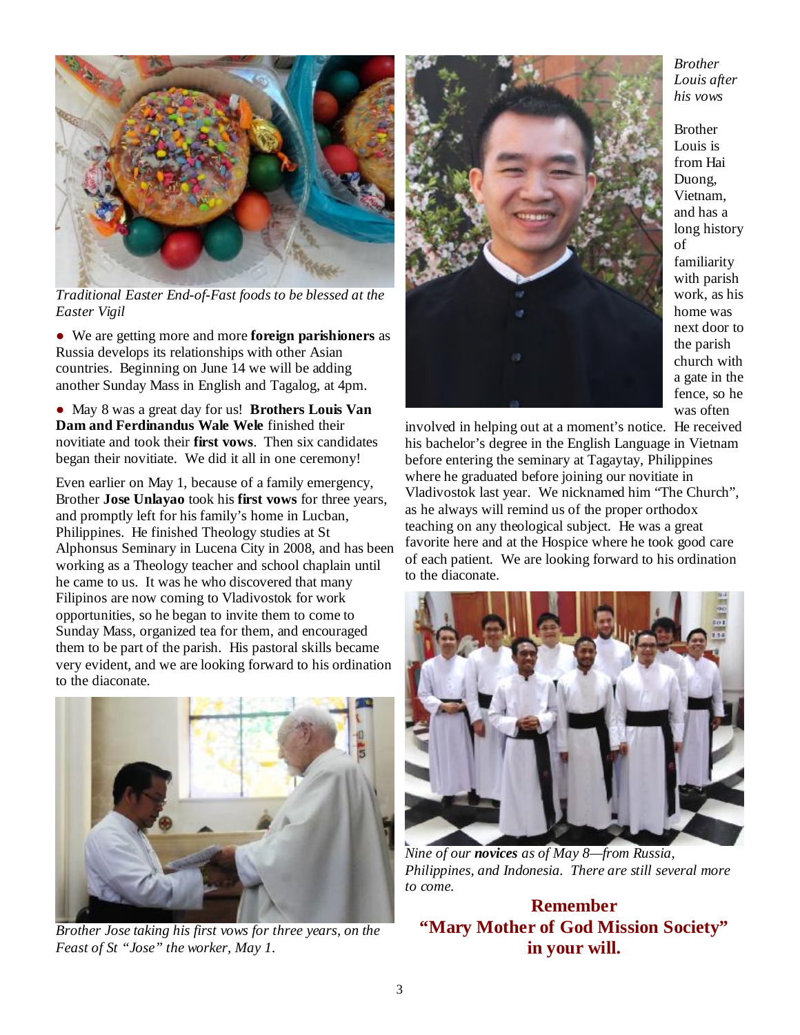*Traditional Easter End-of-Fast foods to be blessed at the Easter Vigil*

● We are getting more and more **foreign parishioners** as Russia develops its relationships with other Asian countries. Beginning on June 14 we will be adding another Sunday Mass in English and Tagalog, at 4pm.

● May 8 was a great day for us! **Brothers Louis Van Dam and Ferdinandus Wale Wele** finished their novitiate and took their **first vows**. Then six candidates began their novitiate. We did it all in one ceremony!

Even earlier on May 1, because of a family emergency, Brother **Jose Unlayao** took his **first vows** for three years, and promptly left for his family's home in Lucban, Philippines. He finished Theology studies at St Alphonsus Seminary in Lucena City in 2008, and has been working as a Theology teacher and school chaplain until he came to us. It was he who discovered that many Filipinos are now coming to Vladivostok for work opportunities, so he began to invite them to come to Sunday Mass, organized tea for them, and encouraged them to be part of the parish. His pastoral skills became very evident, and we are looking forward to his ordination to the diaconate.

*Brother Jose taking his first vows for three years, on the Feast of St "Jose" the worker, May 1.*

*Brother Louis after his vows*

Brother Louis is from Hai Duong, Vietnam, and has a long history of familiarity with parish work, as his home was next door to the parish church with a gate in the fence, so he was often involved in helping out at a moment's notice. He received his bachelor's degree in the English Language in Vietnam before entering the seminary at Tagaytay, Philippines where he graduated before joining our novitiate in Vladivostok last year. We nicknamed him "The Church", as he always will remind us of the proper orthodox teaching on any theological subject. He was a great favorite here and at the Hospice where he took good care of each patient. We are looking forward to his ordination to the diaconate.

*Nine of our* ***novices*** *as of May 8—from Russia, Philippines, and Indonesia. There are still several more to come.*

**Remember**
**"Mary Mother of God Mission Society"**
**in your will.**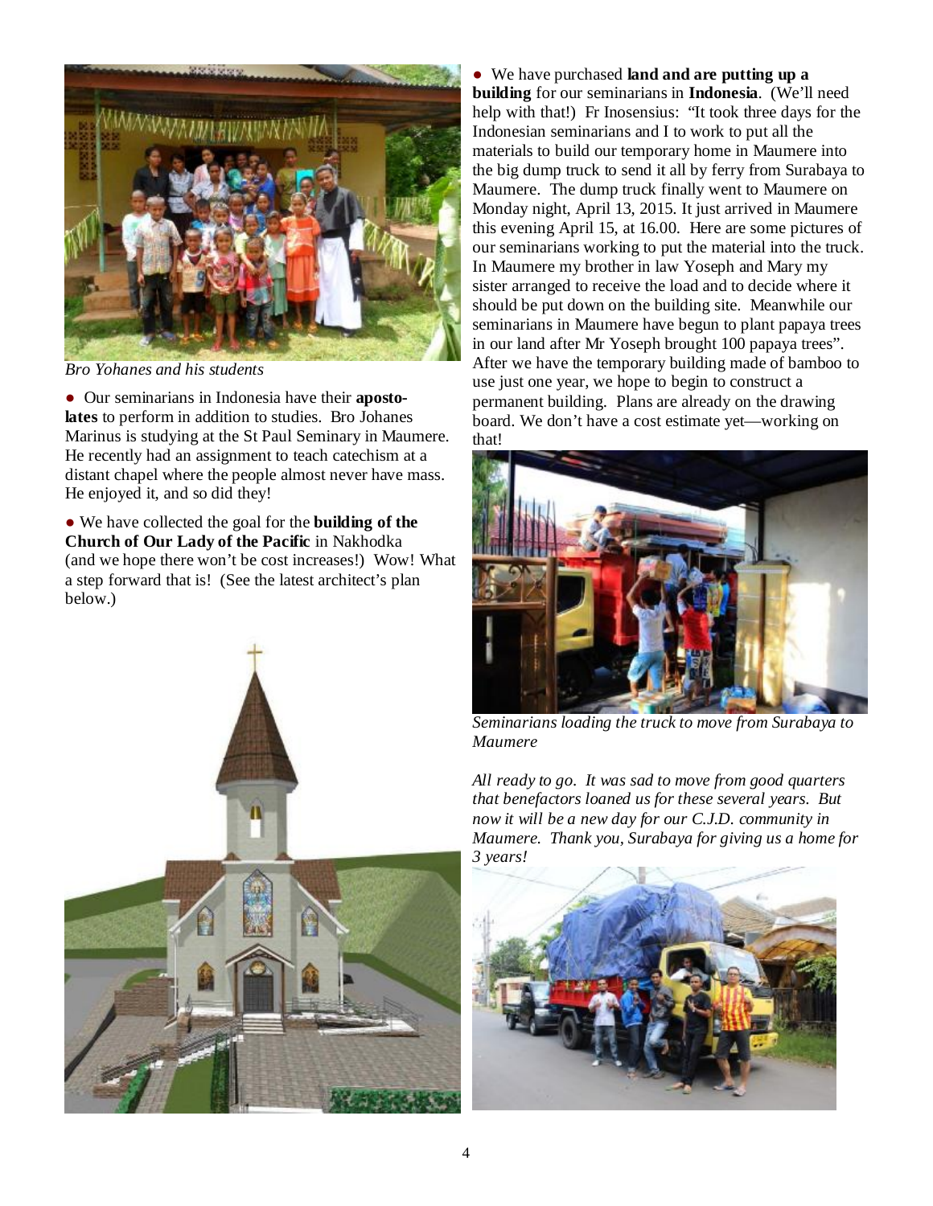*Bro Yohanes and his students*

● Our seminarians in Indonesia have their **apostolates** to perform in addition to studies. Bro Johanes Marinus is studying at the St Paul Seminary in Maumere. He recently had an assignment to teach catechism at a distant chapel where the people almost never have mass. He enjoyed it, and so did they!

● We have collected the goal for the **building of the Church of Our Lady of the Pacific** in Nakhodka (and we hope there won't be cost increases!) Wow! What a step forward that is! (See the latest architect's plan below.)

● We have purchased **land and are putting up a building** for our seminarians in **Indonesia**. (We'll need help with that!) Fr Inosensius: "It took three days for the Indonesian seminarians and I to work to put all the materials to build our temporary home in Maumere into the big dump truck to send it all by ferry from Surabaya to Maumere. The dump truck finally went to Maumere on Monday night, April 13, 2015. It just arrived in Maumere this evening April 15, at 16.00. Here are some pictures of our seminarians working to put the material into the truck. In Maumere my brother in law Yoseph and Mary my sister arranged to receive the load and to decide where it should be put down on the building site. Meanwhile our seminarians in Maumere have begun to plant papaya trees in our land after Mr Yoseph brought 100 papaya trees". After we have the temporary building made of bamboo to use just one year, we hope to begin to construct a permanent building. Plans are already on the drawing board. We don't have a cost estimate yet—working on that!

*Seminarians loading the truck to move from Surabaya to Maumere*

*All ready to go. It was sad to move from good quarters that benefactors loaned us for these several years. But now it will be a new day for our C.J.D. community in Maumere. Thank you, Surabaya for giving us a home for 3 years!*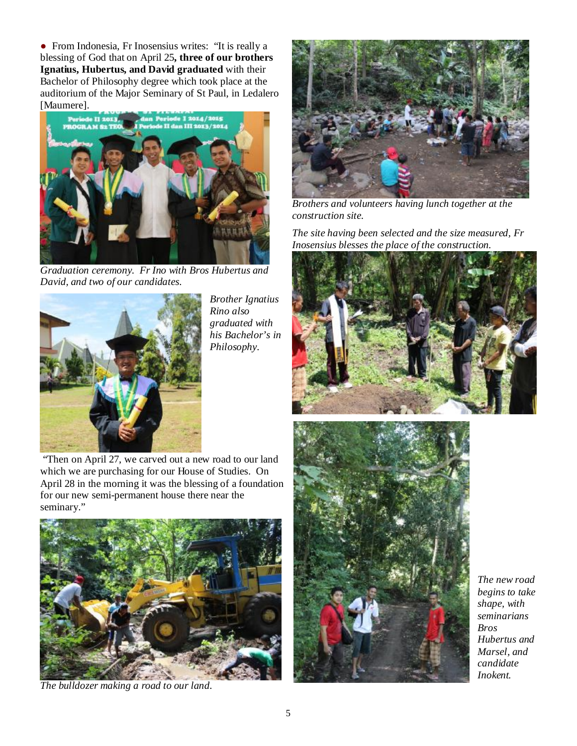● From Indonesia, Fr Inosensius writes: "It is really a blessing of God that on April 25**, three of our brothers Ignatius, Hubertus, and David graduated** with their Bachelor of Philosophy degree which took place at the auditorium of the Major Seminary of St Paul, in Ledalero [Maumere].

*Graduation ceremony. Fr Ino with Bros Hubertus and David, and two of our candidates.*

*Brother Ignatius Rino also graduated with his Bachelor's in Philosophy.*

"Then on April 27, we carved out a new road to our land which we are purchasing for our House of Studies. On April 28 in the morning it was the blessing of a foundation for our new semi-permanent house there near the seminary."

*The bulldozer making a road to our land.*

*Brothers and volunteers having lunch together at the construction site.*

*The site having been selected and the size measured, Fr Inosensius blesses the place of the construction.*

*The new road begins to take shape, with seminarians Bros Hubertus and Marsel, and candidate Inokent.*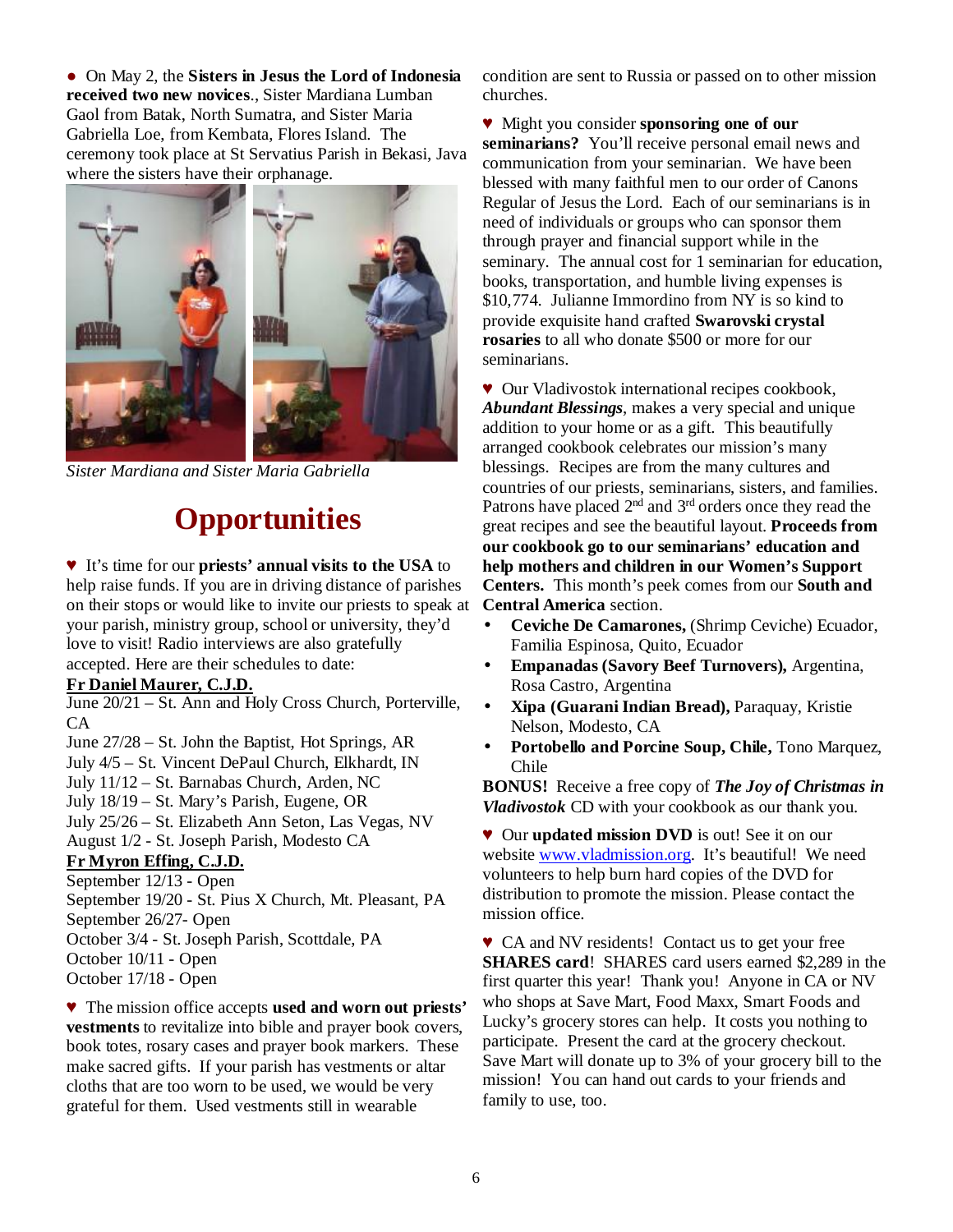● On May 2, the **Sisters in Jesus the Lord of Indonesia received two new novices**., Sister Mardiana Lumban Gaol from Batak, North Sumatra, and Sister Maria Gabriella Loe, from Kembata, Flores Island. The ceremony took place at St Servatius Parish in Bekasi, Java where the sisters have their orphanage.

*Sister Mardiana and Sister Maria Gabriella*

# Opportunities

♥ It's time for our **priests' annual visits to the USA** to help raise funds. If you are in driving distance of parishes on their stops or would like to invite our priests to speak at your parish, ministry group, school or university, they'd love to visit! Radio interviews are also gratefully accepted. Here are their schedules to date:

**Fr Daniel Maurer, C.J.D.**

June 20/21 – St. Ann and Holy Cross Church, Porterville, CA
June 27/28 – St. John the Baptist, Hot Springs, AR
July 4/5 – St. Vincent DePaul Church, Elkhardt, IN
July 11/12 – St. Barnabas Church, Arden, NC
July 18/19 – St. Mary's Parish, Eugene, OR
July 25/26 – St. Elizabeth Ann Seton, Las Vegas, NV
August 1/2 - St. Joseph Parish, Modesto CA

**Fr Myron Effing, C.J.D.**

September 12/13 - Open
September 19/20 - St. Pius X Church, Mt. Pleasant, PA
September 26/27- Open
October 3/4 - St. Joseph Parish, Scottdale, PA
October 10/11 - Open
October 17/18 - Open

♥ The mission office accepts **used and worn out priests' vestments** to revitalize into bible and prayer book covers, book totes, rosary cases and prayer book markers. These make sacred gifts. If your parish has vestments or altar cloths that are too worn to be used, we would be very grateful for them. Used vestments still in wearable condition are sent to Russia or passed on to other mission churches.

♥ Might you consider **sponsoring one of our seminarians?** You'll receive personal email news and communication from your seminarian. We have been blessed with many faithful men to our order of Canons Regular of Jesus the Lord. Each of our seminarians is in need of individuals or groups who can sponsor them through prayer and financial support while in the seminary. The annual cost for 1 seminarian for education, books, transportation, and humble living expenses is $10,774. Julianne Immordino from NY is so kind to provide exquisite hand crafted **Swarovski crystal rosaries** to all who donate $500 or more for our seminarians.

♥ Our Vladivostok international recipes cookbook, ***Abundant Blessings***, makes a very special and unique addition to your home or as a gift. This beautifully arranged cookbook celebrates our mission's many blessings. Recipes are from the many cultures and countries of our priests, seminarians, sisters, and families. Patrons have placed 2nd and 3rd orders once they read the great recipes and see the beautiful layout. **Proceeds from our cookbook go to our seminarians' education and help mothers and children in our Women's Support Centers.** This month's peek comes from our **South and Central America** section.

- **Ceviche De Camarones,** (Shrimp Ceviche) Ecuador, Familia Espinosa, Quito, Ecuador
- **Empanadas (Savory Beef Turnovers),** Argentina, Rosa Castro, Argentina
- **Xipa (Guarani Indian Bread),** Paraquay, Kristie Nelson, Modesto, CA
- **Portobello and Porcine Soup, Chile,** Tono Marquez, Chile

**BONUS!** Receive a free copy of ***The Joy of Christmas in Vladivostok*** CD with your cookbook as our thank you.

♥ Our **updated mission DVD** is out! See it on our website www.vladmission.org. It's beautiful! We need volunteers to help burn hard copies of the DVD for distribution to promote the mission. Please contact the mission office.

♥ CA and NV residents! Contact us to get your free **SHARES card**! SHARES card users earned $2,289 in the first quarter this year! Thank you! Anyone in CA or NV who shops at Save Mart, Food Maxx, Smart Foods and Lucky's grocery stores can help. It costs you nothing to participate. Present the card at the grocery checkout. Save Mart will donate up to 3% of your grocery bill to the mission! You can hand out cards to your friends and family to use, too.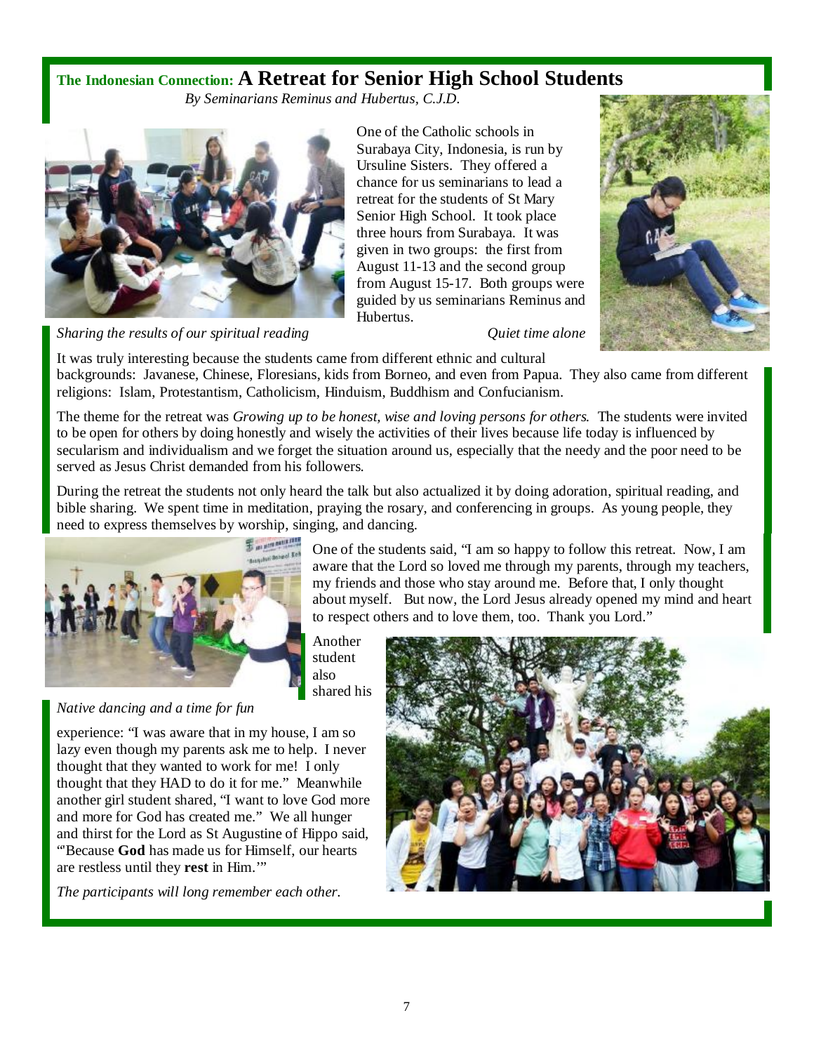## The Indonesian Connection: A Retreat for Senior High School Students

*By Seminarians Reminus and Hubertus, C.J.D.*

One of the Catholic schools in Surabaya City, Indonesia, is run by Ursuline Sisters. They offered a chance for us seminarians to lead a retreat for the students of St Mary Senior High School. It took place three hours from Surabaya. It was given in two groups: the first from August 11-13 and the second group from August 15-17. Both groups were guided by us seminarians Reminus and Hubertus.

*Sharing the results of our spiritual reading*

*Quiet time alone*

It was truly interesting because the students came from different ethnic and cultural backgrounds: Javanese, Chinese, Floresians, kids from Borneo, and even from Papua. They also came from different religions: Islam, Protestantism, Catholicism, Hinduism, Buddhism and Confucianism.

The theme for the retreat was *Growing up to be honest, wise and loving persons for others*. The students were invited to be open for others by doing honestly and wisely the activities of their lives because life today is influenced by secularism and individualism and we forget the situation around us, especially that the needy and the poor need to be served as Jesus Christ demanded from his followers.

During the retreat the students not only heard the talk but also actualized it by doing adoration, spiritual reading, and bible sharing. We spent time in meditation, praying the rosary, and conferencing in groups. As young people, they need to express themselves by worship, singing, and dancing.

One of the students said, "I am so happy to follow this retreat. Now, I am aware that the Lord so loved me through my parents, through my teachers, my friends and those who stay around me. Before that, I only thought about myself. But now, the Lord Jesus already opened my mind and heart to respect others and to love them, too. Thank you Lord."

*Native dancing and a time for fun*

Another student also shared his experience: "I was aware that in my house, I am so lazy even though my parents ask me to help. I never thought that they wanted to work for me! I only thought that they HAD to do it for me." Meanwhile another girl student shared, "I want to love God more and more for God has created me." We all hunger and thirst for the Lord as St Augustine of Hippo said, "'Because **God** has made us for Himself, our hearts are restless until they **rest** in Him.'"

*The participants will long remember each other.*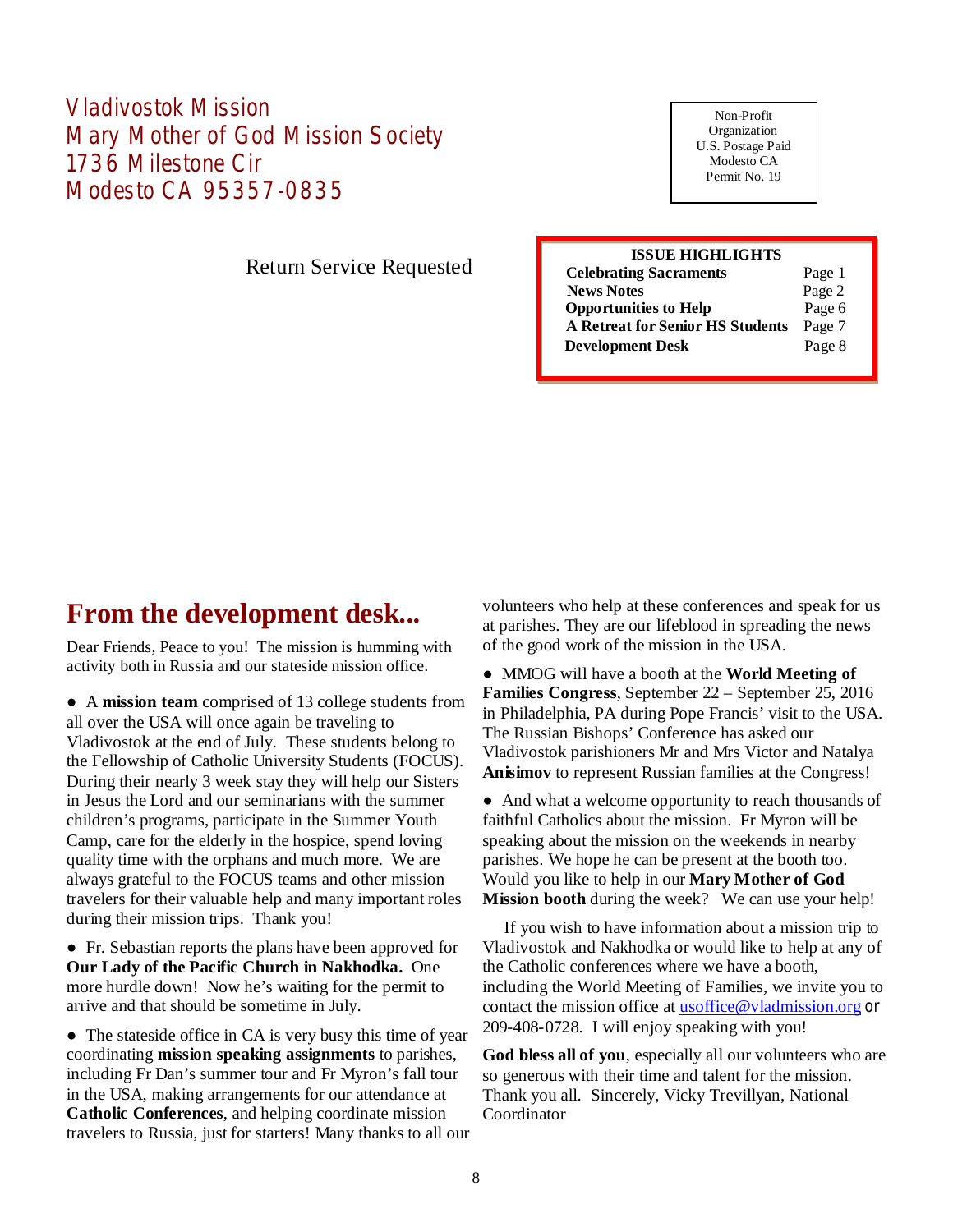Vladivostok Mission
Mary Mother of God Mission Society
1736 Milestone Cir
Modesto CA 95357-0835

Non-Profit
Organization
U.S. Postage Paid
Modesto CA
Permit No. 19

Return Service Requested

| ISSUE HIGHLIGHTS | |
|---|---|
| **Celebrating Sacraments** | Page 1 |
| **News Notes** | Page 2 |
| **Opportunities to Help** | Page 6 |
| **A Retreat for Senior HS Students** | Page 7 |
| **Development Desk** | Page 8 |

## From the development desk...

Dear Friends, Peace to you! The mission is humming with activity both in Russia and our stateside mission office.

● A **mission team** comprised of 13 college students from all over the USA will once again be traveling to Vladivostok at the end of July. These students belong to the Fellowship of Catholic University Students (FOCUS). During their nearly 3 week stay they will help our Sisters in Jesus the Lord and our seminarians with the summer children's programs, participate in the Summer Youth Camp, care for the elderly in the hospice, spend loving quality time with the orphans and much more. We are always grateful to the FOCUS teams and other mission travelers for their valuable help and many important roles during their mission trips. Thank you!

● Fr. Sebastian reports the plans have been approved for **Our Lady of the Pacific Church in Nakhodka.** One more hurdle down! Now he's waiting for the permit to arrive and that should be sometime in July.

● The stateside office in CA is very busy this time of year coordinating **mission speaking assignments** to parishes, including Fr Dan's summer tour and Fr Myron's fall tour in the USA, making arrangements for our attendance at **Catholic Conferences**, and helping coordinate mission travelers to Russia, just for starters! Many thanks to all our volunteers who help at these conferences and speak for us at parishes. They are our lifeblood in spreading the news of the good work of the mission in the USA.

● MMOG will have a booth at the **World Meeting of Families Congress**, September 22 – September 25, 2016 in Philadelphia, PA during Pope Francis' visit to the USA. The Russian Bishops' Conference has asked our Vladivostok parishioners Mr and Mrs Victor and Natalya **Anisimov** to represent Russian families at the Congress!

● And what a welcome opportunity to reach thousands of faithful Catholics about the mission. Fr Myron will be speaking about the mission on the weekends in nearby parishes. We hope he can be present at the booth too. Would you like to help in our **Mary Mother of God Mission booth** during the week? We can use your help!

If you wish to have information about a mission trip to Vladivostok and Nakhodka or would like to help at any of the Catholic conferences where we have a booth, including the World Meeting of Families, we invite you to contact the mission office at usoffice@vladmission.org or 209-408-0728. I will enjoy speaking with you!

**God bless all of you**, especially all our volunteers who are so generous with their time and talent for the mission. Thank you all. Sincerely, Vicky Trevillyan, National Coordinator